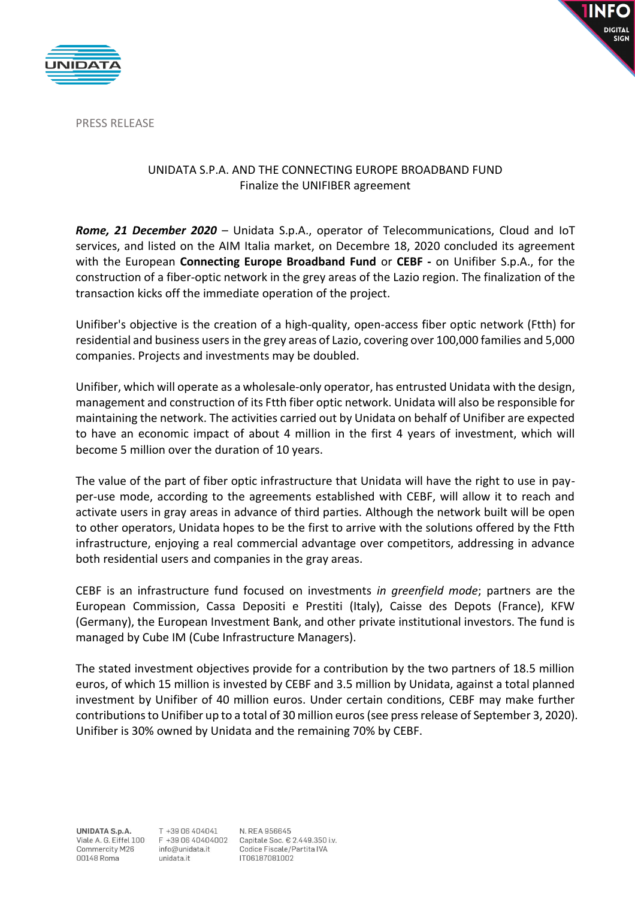PRESS RELEASE

## UNIDATA S.P.A. AND THE CONNECTING EUROPE BROADBAND FUND
### Finalize the UNIFIBER agreement

***Rome, 21 December 2020*** – Unidata S.p.A., operator of Telecommunications, Cloud and IoT services, and listed on the AIM Italia market, on Decembre 18, 2020 concluded its agreement with the European **Connecting Europe Broadband Fund** or **CEBF -** on Unifiber S.p.A., for the construction of a fiber-optic network in the grey areas of the Lazio region. The finalization of the transaction kicks off the immediate operation of the project.

Unifiber's objective is the creation of a high-quality, open-access fiber optic network (Ftth) for residential and business users in the grey areas of Lazio, covering over 100,000 families and 5,000 companies. Projects and investments may be doubled.

Unifiber, which will operate as a wholesale-only operator, has entrusted Unidata with the design, management and construction of its Ftth fiber optic network. Unidata will also be responsible for maintaining the network. The activities carried out by Unidata on behalf of Unifiber are expected to have an economic impact of about 4 million in the first 4 years of investment, which will become 5 million over the duration of 10 years.

The value of the part of fiber optic infrastructure that Unidata will have the right to use in pay-per-use mode, according to the agreements established with CEBF, will allow it to reach and activate users in gray areas in advance of third parties. Although the network built will be open to other operators, Unidata hopes to be the first to arrive with the solutions offered by the Ftth infrastructure, enjoying a real commercial advantage over competitors, addressing in advance both residential users and companies in the gray areas.

CEBF is an infrastructure fund focused on investments *in greenfield mode*; partners are the European Commission, Cassa Depositi e Prestiti (Italy), Caisse des Depots (France), KFW (Germany), the European Investment Bank, and other private institutional investors. The fund is managed by Cube IM (Cube Infrastructure Managers).

The stated investment objectives provide for a contribution by the two partners of 18.5 million euros, of which 15 million is invested by CEBF and 3.5 million by Unidata, against a total planned investment by Unifiber of 40 million euros. Under certain conditions, CEBF may make further contributions to Unifiber up to a total of 30 million euros (see press release of September 3, 2020). Unifiber is 30% owned by Unidata and the remaining 70% by CEBF.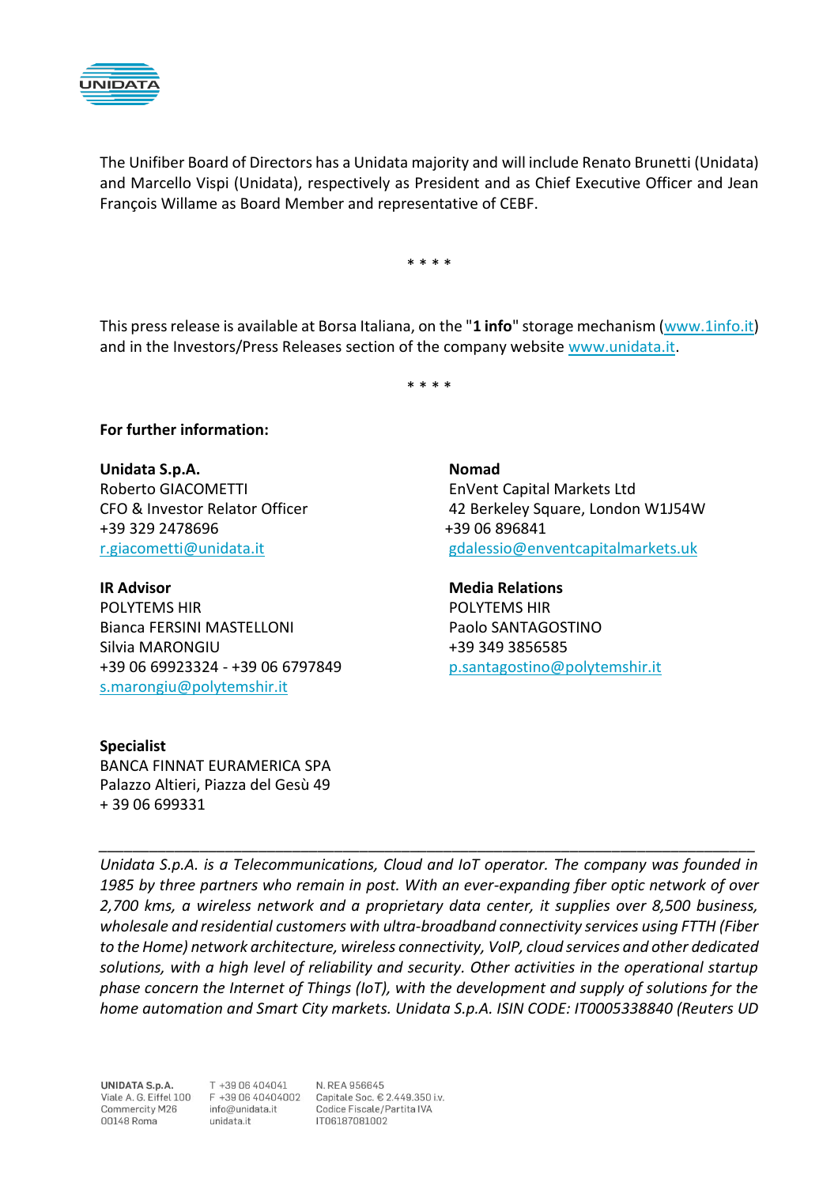The Unifiber Board of Directors has a Unidata majority and will include Renato Brunetti (Unidata) and Marcello Vispi (Unidata), respectively as President and as Chief Executive Officer and Jean François Willame as Board Member and representative of CEBF.

\* \* \* \*

This press release is available at Borsa Italiana, on the "**1 info**" storage mechanism (www.1info.it) and in the Investors/Press Releases section of the company website www.unidata.it.

\* \* \* \*

**For further information:**

**Unidata S.p.A.**
Roberto GIACOMETTI
CFO & Investor Relator Officer
+39 329 2478696
r.giacometti@unidata.it

**Nomad**
EnVent Capital Markets Ltd
42 Berkeley Square, London W1J54W
+39 06 896841
gdalessio@enventcapitalmarkets.uk

**IR Advisor**
POLYTEMS HIR
Bianca FERSINI MASTELLONI
Silvia MARONGIU
+39 06 69923324 - +39 06 6797849
s.marongiu@polytemshir.it

**Media Relations**
POLYTEMS HIR
Paolo SANTAGOSTINO
+39 349 3856585
p.santagostino@polytemshir.it

**Specialist**
BANCA FINNAT EURAMERICA SPA
Palazzo Altieri, Piazza del Gesù 49
+ 39 06 699331

---

*Unidata S.p.A. is a Telecommunications, Cloud and IoT operator. The company was founded in 1985 by three partners who remain in post. With an ever-expanding fiber optic network of over 2,700 kms, a wireless network and a proprietary data center, it supplies over 8,500 business, wholesale and residential customers with ultra-broadband connectivity services using FTTH (Fiber to the Home) network architecture, wireless connectivity, VoIP, cloud services and other dedicated solutions, with a high level of reliability and security. Other activities in the operational startup phase concern the Internet of Things (IoT), with the development and supply of solutions for the home automation and Smart City markets. Unidata S.p.A. ISIN CODE: IT0005338840 (Reuters UD*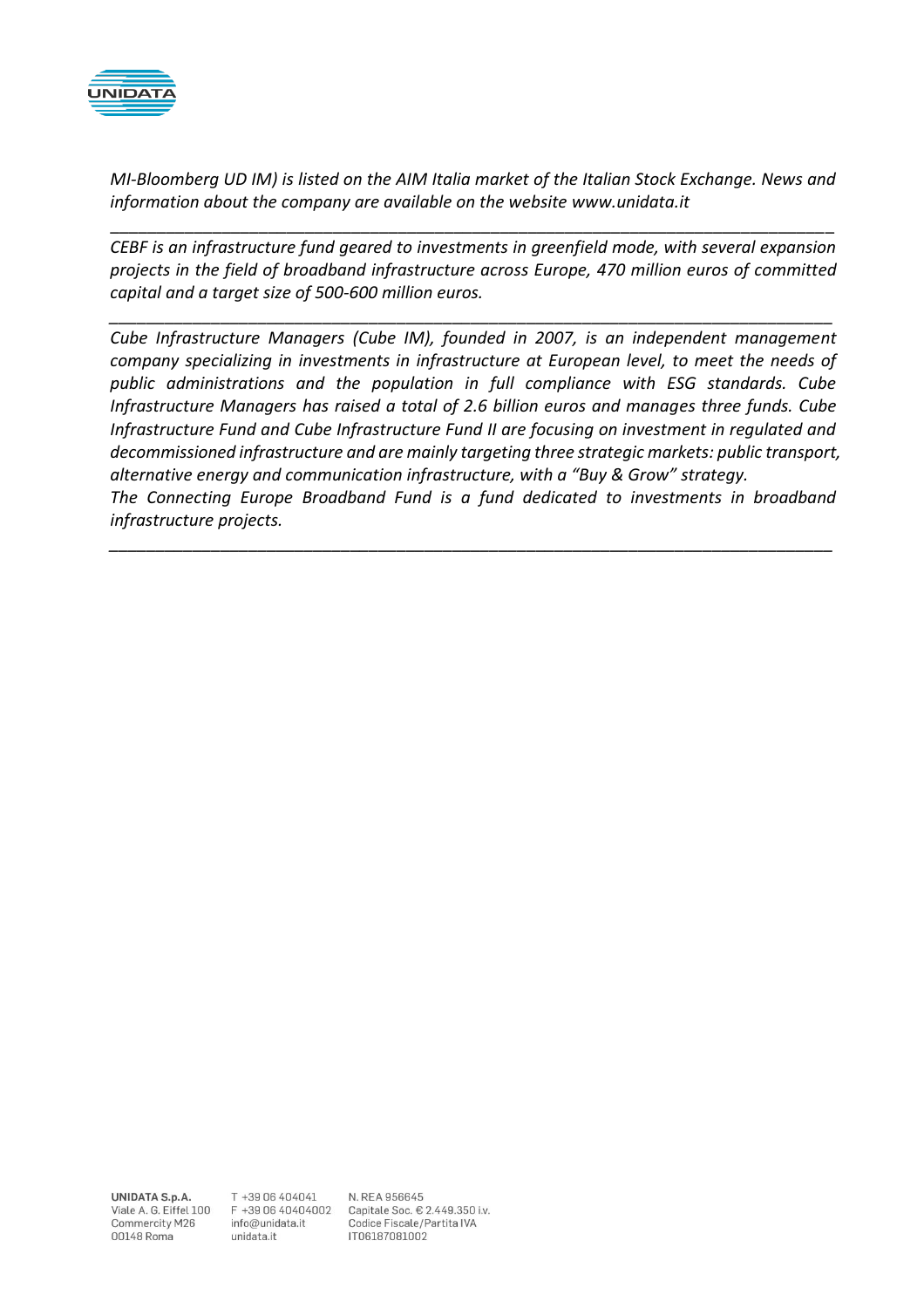*MI-Bloomberg UD IM) is listed on the AIM Italia market of the Italian Stock Exchange. News and information about the company are available on the website www.unidata.it*

---

*CEBF is an infrastructure fund geared to investments in greenfield mode, with several expansion projects in the field of broadband infrastructure across Europe, 470 million euros of committed capital and a target size of 500-600 million euros.*

---

*Cube Infrastructure Managers (Cube IM), founded in 2007, is an independent management company specializing in investments in infrastructure at European level, to meet the needs of public administrations and the population in full compliance with ESG standards. Cube Infrastructure Managers has raised a total of 2.6 billion euros and manages three funds. Cube Infrastructure Fund and Cube Infrastructure Fund II are focusing on investment in regulated and decommissioned infrastructure and are mainly targeting three strategic markets: public transport, alternative energy and communication infrastructure, with a "Buy & Grow" strategy.*
*The Connecting Europe Broadband Fund is a fund dedicated to investments in broadband infrastructure projects.*

---